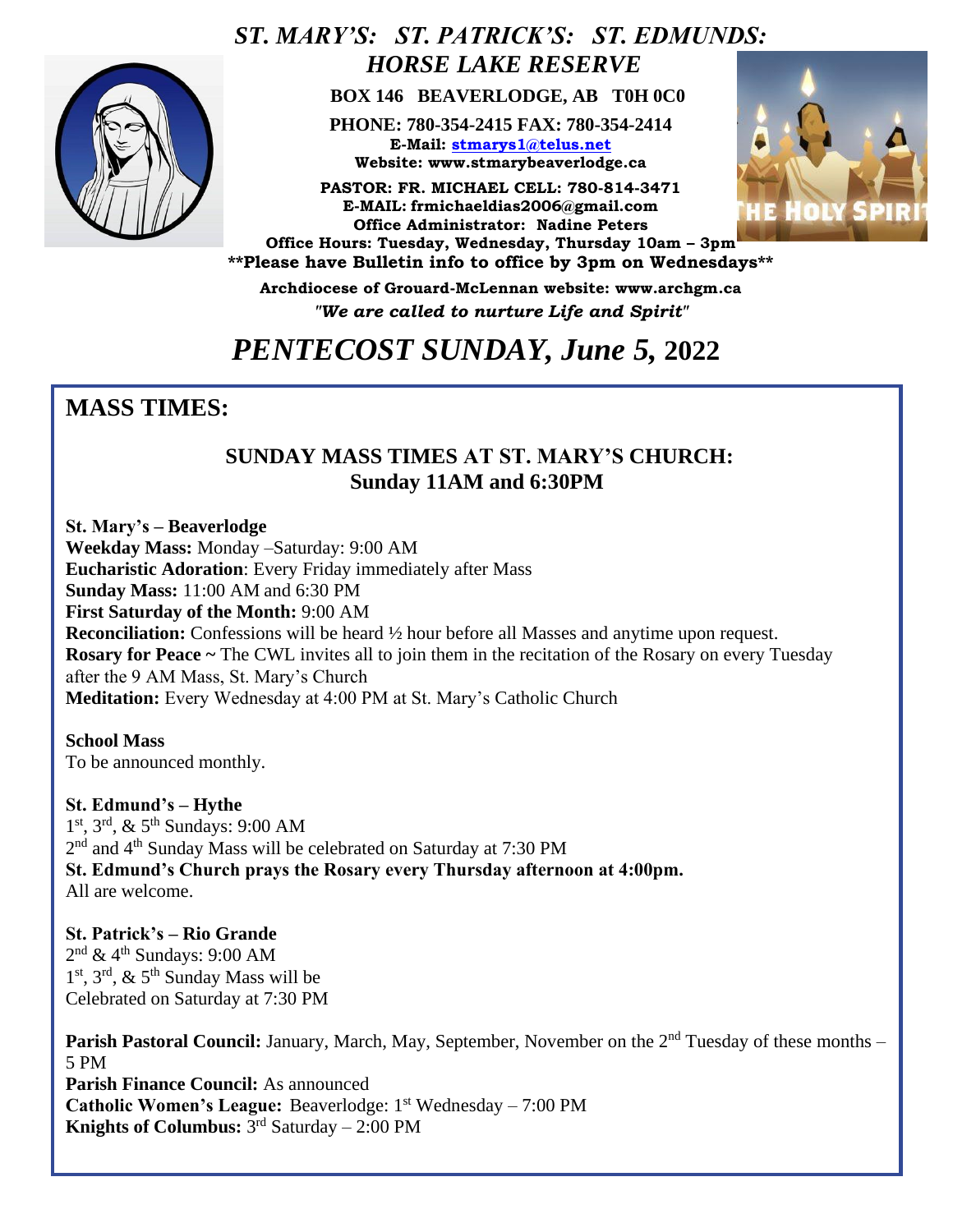# *ST. MARY'S: ST. PATRICK'S: ST. EDMUNDS: HORSE LAKE RESERVE*

**BOX 146 BEAVERLODGE, AB T0H 0C0**

**PHONE: 780-354-2415 FAX: 780-354-2414**
**E-Mail: stmarys1@telus.net**
**Website: www.stmarybeaverlodge.ca**

**PASTOR: FR. MICHAEL CELL: 780-814-3471**
**E-MAIL: frmichaeldias2006@gmail.com**
**Office Administrator: Nadine Peters**
**Office Hours: Tuesday, Wednesday, Thursday 10am – 3pm**
**\*\*Please have Bulletin info to office by 3pm on Wednesdays\*\***

**Archdiocese of Grouard-McLennan website: www.archgm.ca**
***"We are called to nurture Life and Spirit"***

# *PENTECOST SUNDAY, June 5,* 2022

## MASS TIMES:

### SUNDAY MASS TIMES AT ST. MARY'S CHURCH: Sunday 11AM and 6:30PM

**St. Mary's – Beaverlodge**
**Weekday Mass:** Monday –Saturday: 9:00 AM
**Eucharistic Adoration**: Every Friday immediately after Mass
**Sunday Mass:** 11:00 AM and 6:30 PM
**First Saturday of the Month:** 9:00 AM
**Reconciliation:** Confessions will be heard ½ hour before all Masses and anytime upon request.
**Rosary for Peace ~** The CWL invites all to join them in the recitation of the Rosary on every Tuesday after the 9 AM Mass, St. Mary's Church
**Meditation:** Every Wednesday at 4:00 PM at St. Mary's Catholic Church

**School Mass**
To be announced monthly.

**St. Edmund's – Hythe**
1st, 3rd, & 5th Sundays: 9:00 AM
2nd and 4th Sunday Mass will be celebrated on Saturday at 7:30 PM
**St. Edmund's Church prays the Rosary every Thursday afternoon at 4:00pm.**
All are welcome.

**St. Patrick's – Rio Grande**
2nd & 4th Sundays: 9:00 AM
1st, 3rd, & 5th Sunday Mass will be
Celebrated on Saturday at 7:30 PM

**Parish Pastoral Council:** January, March, May, September, November on the 2nd Tuesday of these months – 5 PM
**Parish Finance Council:** As announced
**Catholic Women's League:** Beaverlodge: 1st Wednesday – 7:00 PM
**Knights of Columbus:** 3rd Saturday – 2:00 PM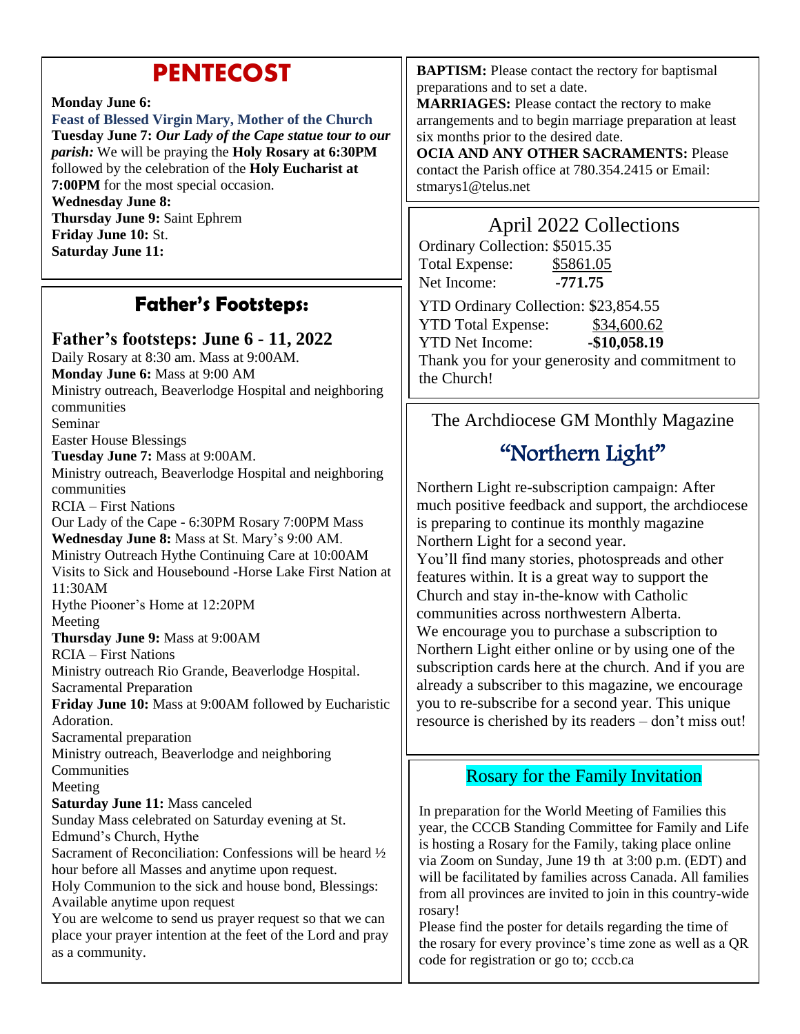# PENTECOST

**Monday June 6:**
**Feast of Blessed Virgin Mary, Mother of the Church**
**Tuesday June 7:** ***Our Lady of the Cape statue tour to our parish:*** We will be praying the **Holy Rosary at 6:30PM** followed by the celebration of the **Holy Eucharist at 7:00PM** for the most special occasion.
**Wednesday June 8:**
**Thursday June 9:** Saint Ephrem
**Friday June 10:** St.
**Saturday June 11:**

## Father's Footsteps:

### Father's footsteps: June 6 - 11, 2022

Daily Rosary at 8:30 am. Mass at 9:00AM.
**Monday June 6:** Mass at 9:00 AM
Ministry outreach, Beaverlodge Hospital and neighboring communities
Seminar
Easter House Blessings
**Tuesday June 7:** Mass at 9:00AM.
Ministry outreach, Beaverlodge Hospital and neighboring communities
RCIA – First Nations
Our Lady of the Cape - 6:30PM Rosary 7:00PM Mass
**Wednesday June 8:** Mass at St. Mary's 9:00 AM.
Ministry Outreach Hythe Continuing Care at 10:00AM
Visits to Sick and Housebound -Horse Lake First Nation at 11:30AM
Hythe Piooner's Home at 12:20PM
Meeting
**Thursday June 9:** Mass at 9:00AM
RCIA – First Nations
Ministry outreach Rio Grande, Beaverlodge Hospital.
Sacramental Preparation
**Friday June 10:** Mass at 9:00AM followed by Eucharistic Adoration.
Sacramental preparation
Ministry outreach, Beaverlodge and neighboring Communities
Meeting
**Saturday June 11:** Mass canceled
Sunday Mass celebrated on Saturday evening at St. Edmund's Church, Hythe
Sacrament of Reconciliation: Confessions will be heard ½ hour before all Masses and anytime upon request.
Holy Communion to the sick and house bond, Blessings: Available anytime upon request
You are welcome to send us prayer request so that we can place your prayer intention at the feet of the Lord and pray as a community.

**BAPTISM:** Please contact the rectory for baptismal preparations and to set a date.
**MARRIAGES:** Please contact the rectory to make arrangements and to begin marriage preparation at least six months prior to the desired date.
**OCIA AND ANY OTHER SACRAMENTS:** Please contact the Parish office at 780.354.2415 or Email: stmarys1@telus.net

## April 2022 Collections

Ordinary Collection: $5015.35
Total Expense: $5861.05
Net Income: **-771.75**

YTD Ordinary Collection: $23,854.55
YTD Total Expense: $34,600.62
YTD Net Income: **-$10,058.19**
Thank you for your generosity and commitment to the Church!

The Archdiocese GM Monthly Magazine

## "Northern Light"

Northern Light re-subscription campaign: After much positive feedback and support, the archdiocese is preparing to continue its monthly magazine Northern Light for a second year.
You'll find many stories, photospreads and other features within. It is a great way to support the Church and stay in-the-know with Catholic communities across northwestern Alberta.
We encourage you to purchase a subscription to Northern Light either online or by using one of the subscription cards here at the church. And if you are already a subscriber to this magazine, we encourage you to re-subscribe for a second year. This unique resource is cherished by its readers – don't miss out!

## Rosary for the Family Invitation

In preparation for the World Meeting of Families this year, the CCCB Standing Committee for Family and Life is hosting a Rosary for the Family, taking place online via Zoom on Sunday, June 19 th at 3:00 p.m. (EDT) and will be facilitated by families across Canada. All families from all provinces are invited to join in this country-wide rosary!
Please find the poster for details regarding the time of the rosary for every province's time zone as well as a QR code for registration or go to; cccb.ca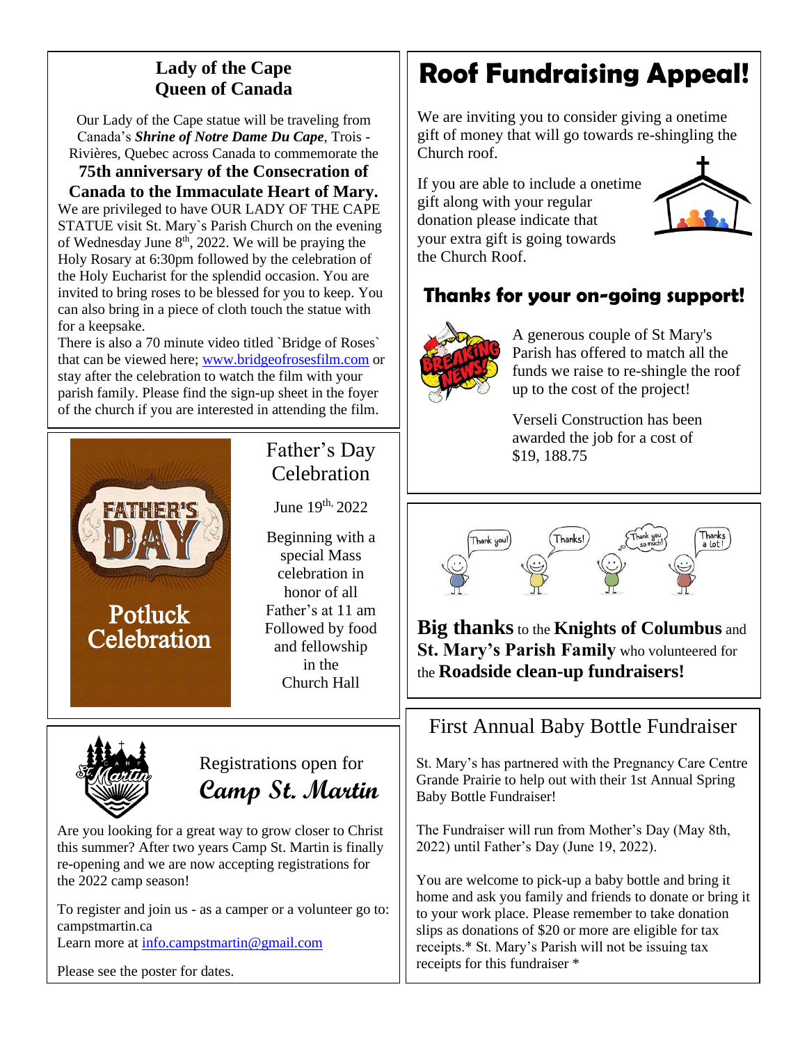## Lady of the Cape
## Queen of Canada

Our Lady of the Cape statue will be traveling from Canada's ***Shrine of Notre Dame Du Cape***, Trois - Rivières, Quebec across Canada to commemorate the

**75th anniversary of the Consecration of Canada to the Immaculate Heart of Mary.**

We are privileged to have OUR LADY OF THE CAPE STATUE visit St. Mary`s Parish Church on the evening of Wednesday June 8th, 2022. We will be praying the Holy Rosary at 6:30pm followed by the celebration of the Holy Eucharist for the splendid occasion. You are invited to bring roses to be blessed for you to keep. You can also bring in a piece of cloth touch the statue with for a keepsake.

There is also a 70 minute video titled `Bridge of Roses` that can be viewed here; www.bridgeofrosesfilm.com or stay after the celebration to watch the film with your parish family. Please find the sign-up sheet in the foyer of the church if you are interested in attending the film.

## Father's Day Celebration

FATHER'S DAY Potluck Celebration

June 19th, 2022

Beginning with a special Mass celebration in honor of all Father's at 11 am Followed by food and fellowship in the Church Hall

## Registrations open for *Camp St. Martin*

Are you looking for a great way to grow closer to Christ this summer? After two years Camp St. Martin is finally re-opening and we are now accepting registrations for the 2022 camp season!

To register and join us - as a camper or a volunteer go to: campstmartin.ca
Learn more at info.campstmartin@gmail.com

Please see the poster for dates.

# Roof Fundraising Appeal!

We are inviting you to consider giving a onetime gift of money that will go towards re-shingling the Church roof.

If you are able to include a onetime gift along with your regular donation please indicate that your extra gift is going towards the Church Roof.

## Thanks for your on-going support!

A generous couple of St Mary's Parish has offered to match all the funds we raise to re-shingle the roof up to the cost of the project!

Verseli Construction has been awarded the job for a cost of $19, 188.75

**Big thanks** to the **Knights of Columbus** and **St. Mary's Parish Family** who volunteered for the **Roadside clean-up fundraisers!**

## First Annual Baby Bottle Fundraiser

St. Mary's has partnered with the Pregnancy Care Centre Grande Prairie to help out with their 1st Annual Spring Baby Bottle Fundraiser!

The Fundraiser will run from Mother's Day (May 8th, 2022) until Father's Day (June 19, 2022).

You are welcome to pick-up a baby bottle and bring it home and ask you family and friends to donate or bring it to your work place. Please remember to take donation slips as donations of $20 or more are eligible for tax receipts.* St. Mary's Parish will not be issuing tax receipts for this fundraiser *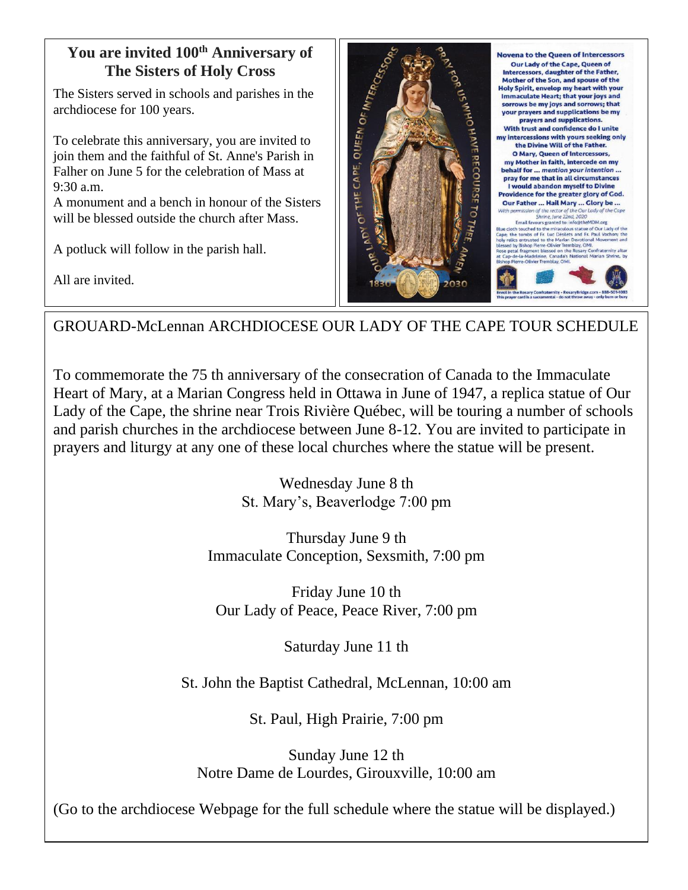## You are invited 100th Anniversary of The Sisters of Holy Cross

The Sisters served in schools and parishes in the archdiocese for 100 years.

To celebrate this anniversary, you are invited to join them and the faithful of St. Anne's Parish in Falher on June 5 for the celebration of Mass at 9:30 a.m.

A monument and a bench in honour of the Sisters will be blessed outside the church after Mass.

A potluck will follow in the parish hall.

All are invited.

OUR LADY OF THE CAPE, QUEEN OF INTERCESSORS PRAY FOR US WHO HAVE RECOURSE TO THEE. AMEN.

1830 2030

**Novena to the Queen of Intercessors**

**Our Lady of the Cape, Queen of Intercessors, daughter of the Father, Mother of the Son, and spouse of the Holy Spirit, envelop my heart with your Immaculate Heart; that your joys and sorrows be my joys and sorrows; that your prayers and supplications be my prayers and supplications.**

**With trust and confidence do I unite my intercessions with yours seeking only the Divine Will of the Father.**

**O Mary, Queen of Intercessors, my Mother in faith, intercede on my behalf for ...** ***mention your intention ...*** **pray for me that in all circumstances I would abandon myself to Divine Providence for the greater glory of God.**

**Our Father ... Hail Mary ... Glory be ...**

*With permission of the rector of the Our Lady of the Cape Shrine, June 22nd, 2020*

Email favours granted to: info@theMDM.org

Blue cloth touched to the miraculous statue of Our Lady of the Cape, the tombs of Fr. Luc Désilets and Fr. Paul Vachon; the holy relics entrusted to the Marian Devotional Movement and blessed by Bishop Pierre-Olivier Tremblay, OMI.

Rose petal fragment blessed on the Rosary Confraternity altar at Cap-de-la-Madeleine, Canada's National Marian Shrine, by Bishop Pierre-Olivier Tremblay, OMI.

Enrol in the Rosary Confraternity • RosaryBridge.com • 888-501-1083

This prayer card is a sacramental - do not throw away - only burn or bury

## GROUARD-McLennan ARCHDIOCESE OUR LADY OF THE CAPE TOUR SCHEDULE

To commemorate the 75 th anniversary of the consecration of Canada to the Immaculate Heart of Mary, at a Marian Congress held in Ottawa in June of 1947, a replica statue of Our Lady of the Cape, the shrine near Trois Rivière Québec, will be touring a number of schools and parish churches in the archdiocese between June 8-12. You are invited to participate in prayers and liturgy at any one of these local churches where the statue will be present.

Wednesday June 8 th
St. Mary's, Beaverlodge 7:00 pm

Thursday June 9 th
Immaculate Conception, Sexsmith, 7:00 pm

Friday June 10 th
Our Lady of Peace, Peace River, 7:00 pm

Saturday June 11 th

St. John the Baptist Cathedral, McLennan, 10:00 am

St. Paul, High Prairie, 7:00 pm

Sunday June 12 th
Notre Dame de Lourdes, Girouxville, 10:00 am

(Go to the archdiocese Webpage for the full schedule where the statue will be displayed.)